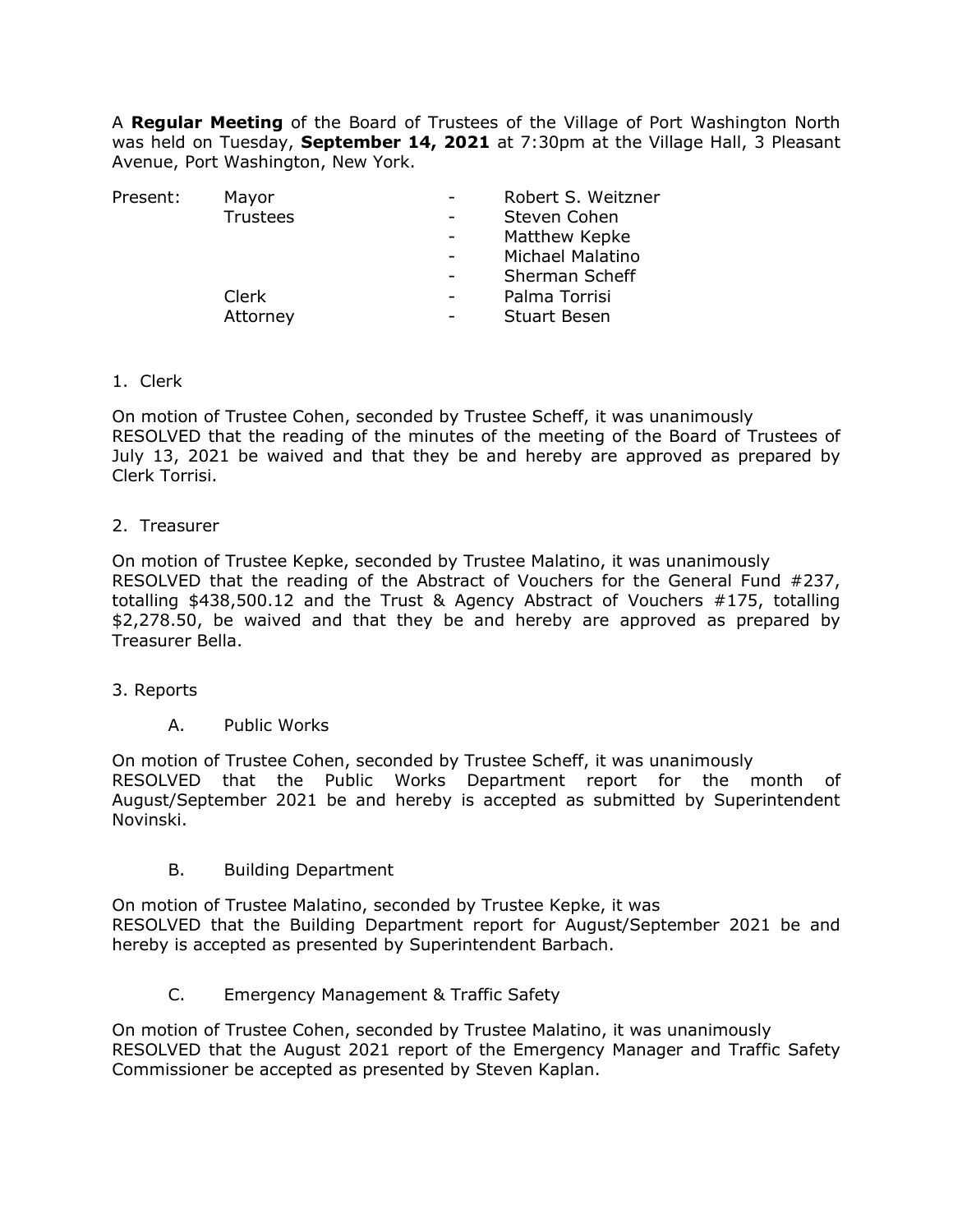A **Regular Meeting** of the Board of Trustees of the Village of Port Washington North was held on Tuesday, **September 14, 2021** at 7:30pm at the Village Hall, 3 Pleasant Avenue, Port Washington, New York.

| Present: | Mayor | - | Robert S. Weitzner |
|---|---|---|---|
| | Trustees | - | Steven Cohen |
| | | - | Matthew Kepke |
| | | - | Michael Malatino |
| | | - | Sherman Scheff |
| | Clerk | - | Palma Torrisi |
| | Attorney | - | Stuart Besen |

1. Clerk

On motion of Trustee Cohen, seconded by Trustee Scheff, it was unanimously RESOLVED that the reading of the minutes of the meeting of the Board of Trustees of July 13, 2021 be waived and that they be and hereby are approved as prepared by Clerk Torrisi.

2. Treasurer

On motion of Trustee Kepke, seconded by Trustee Malatino, it was unanimously RESOLVED that the reading of the Abstract of Vouchers for the General Fund #237, totalling $438,500.12 and the Trust & Agency Abstract of Vouchers #175, totalling $2,278.50, be waived and that they be and hereby are approved as prepared by Treasurer Bella.

3. Reports

A. Public Works

On motion of Trustee Cohen, seconded by Trustee Scheff, it was unanimously RESOLVED that the Public Works Department report for the month of August/September 2021 be and hereby is accepted as submitted by Superintendent Novinski.

B. Building Department

On motion of Trustee Malatino, seconded by Trustee Kepke, it was RESOLVED that the Building Department report for August/September 2021 be and hereby is accepted as presented by Superintendent Barbach.

C. Emergency Management & Traffic Safety

On motion of Trustee Cohen, seconded by Trustee Malatino, it was unanimously RESOLVED that the August 2021 report of the Emergency Manager and Traffic Safety Commissioner be accepted as presented by Steven Kaplan.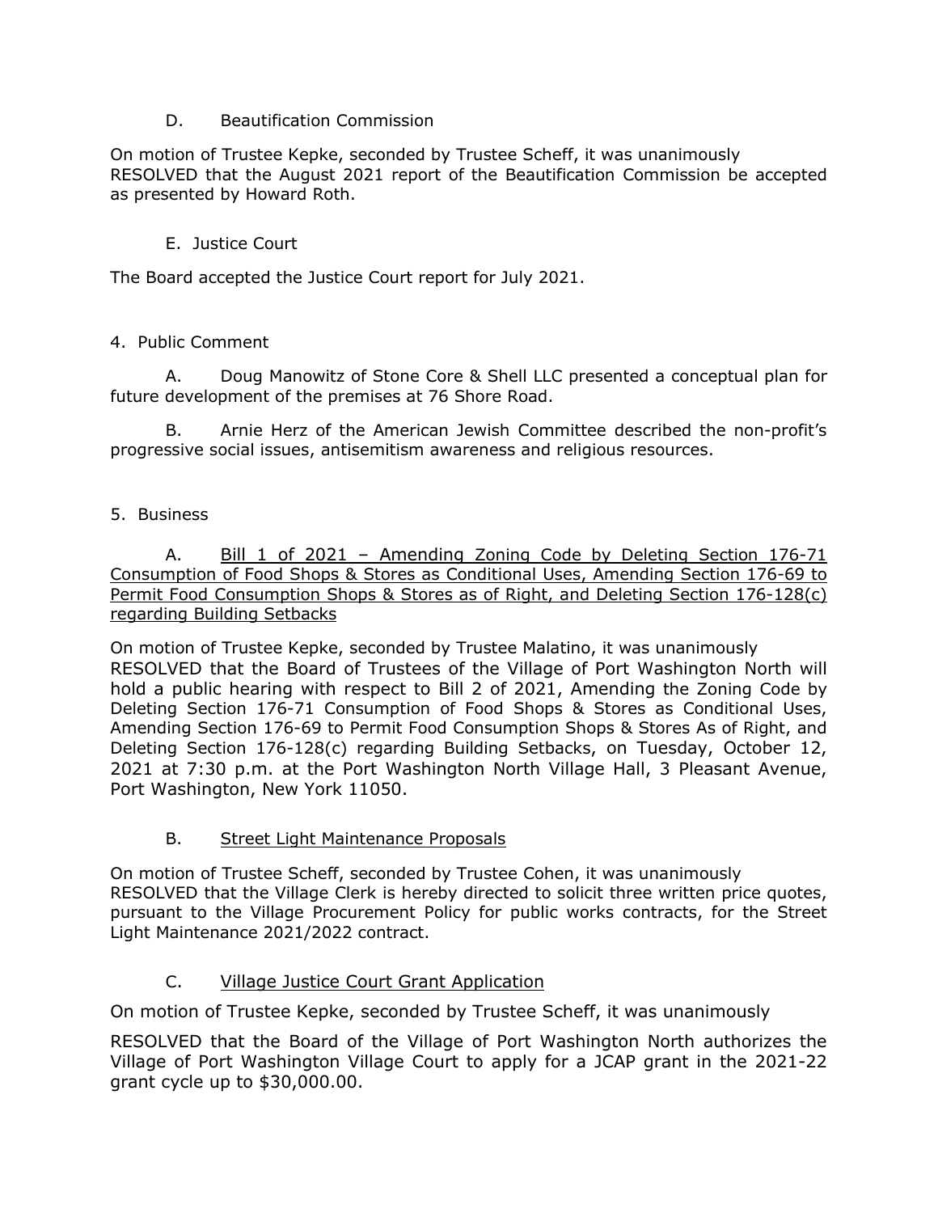D. Beautification Commission

On motion of Trustee Kepke, seconded by Trustee Scheff, it was unanimously RESOLVED that the August 2021 report of the Beautification Commission be accepted as presented by Howard Roth.

E. Justice Court

The Board accepted the Justice Court report for July 2021.

4. Public Comment

A. Doug Manowitz of Stone Core & Shell LLC presented a conceptual plan for future development of the premises at 76 Shore Road.

B. Arnie Herz of the American Jewish Committee described the non-profit's progressive social issues, antisemitism awareness and religious resources.

5. Business

A. Bill 1 of 2021 – Amending Zoning Code by Deleting Section 176-71 Consumption of Food Shops & Stores as Conditional Uses, Amending Section 176-69 to Permit Food Consumption Shops & Stores as of Right, and Deleting Section 176-128(c) regarding Building Setbacks

On motion of Trustee Kepke, seconded by Trustee Malatino, it was unanimously RESOLVED that the Board of Trustees of the Village of Port Washington North will hold a public hearing with respect to Bill 2 of 2021, Amending the Zoning Code by Deleting Section 176-71 Consumption of Food Shops & Stores as Conditional Uses, Amending Section 176-69 to Permit Food Consumption Shops & Stores As of Right, and Deleting Section 176-128(c) regarding Building Setbacks, on Tuesday, October 12, 2021 at 7:30 p.m. at the Port Washington North Village Hall, 3 Pleasant Avenue, Port Washington, New York 11050.

B. Street Light Maintenance Proposals

On motion of Trustee Scheff, seconded by Trustee Cohen, it was unanimously RESOLVED that the Village Clerk is hereby directed to solicit three written price quotes, pursuant to the Village Procurement Policy for public works contracts, for the Street Light Maintenance 2021/2022 contract.

C. Village Justice Court Grant Application

On motion of Trustee Kepke, seconded by Trustee Scheff, it was unanimously

RESOLVED that the Board of the Village of Port Washington North authorizes the Village of Port Washington Village Court to apply for a JCAP grant in the 2021-22 grant cycle up to $30,000.00.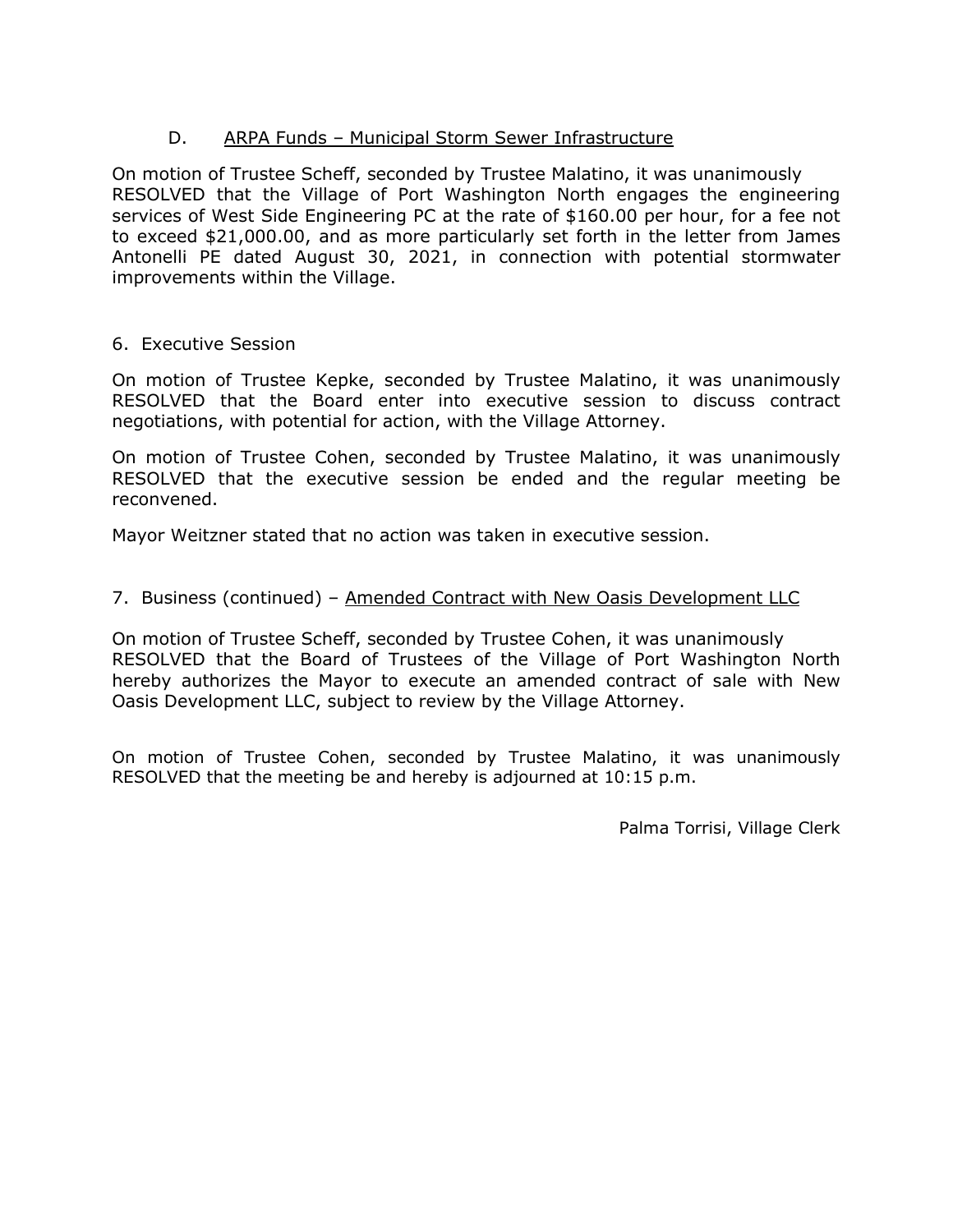D. <u>ARPA Funds – Municipal Storm Sewer Infrastructure</u>

On motion of Trustee Scheff, seconded by Trustee Malatino, it was unanimously RESOLVED that the Village of Port Washington North engages the engineering services of West Side Engineering PC at the rate of $160.00 per hour, for a fee not to exceed $21,000.00, and as more particularly set forth in the letter from James Antonelli PE dated August 30, 2021, in connection with potential stormwater improvements within the Village.

6. Executive Session

On motion of Trustee Kepke, seconded by Trustee Malatino, it was unanimously RESOLVED that the Board enter into executive session to discuss contract negotiations, with potential for action, with the Village Attorney.

On motion of Trustee Cohen, seconded by Trustee Malatino, it was unanimously RESOLVED that the executive session be ended and the regular meeting be reconvened.

Mayor Weitzner stated that no action was taken in executive session.

7. Business (continued) – <u>Amended Contract with New Oasis Development LLC</u>

On motion of Trustee Scheff, seconded by Trustee Cohen, it was unanimously RESOLVED that the Board of Trustees of the Village of Port Washington North hereby authorizes the Mayor to execute an amended contract of sale with New Oasis Development LLC, subject to review by the Village Attorney.

On motion of Trustee Cohen, seconded by Trustee Malatino, it was unanimously RESOLVED that the meeting be and hereby is adjourned at 10:15 p.m.

Palma Torrisi, Village Clerk